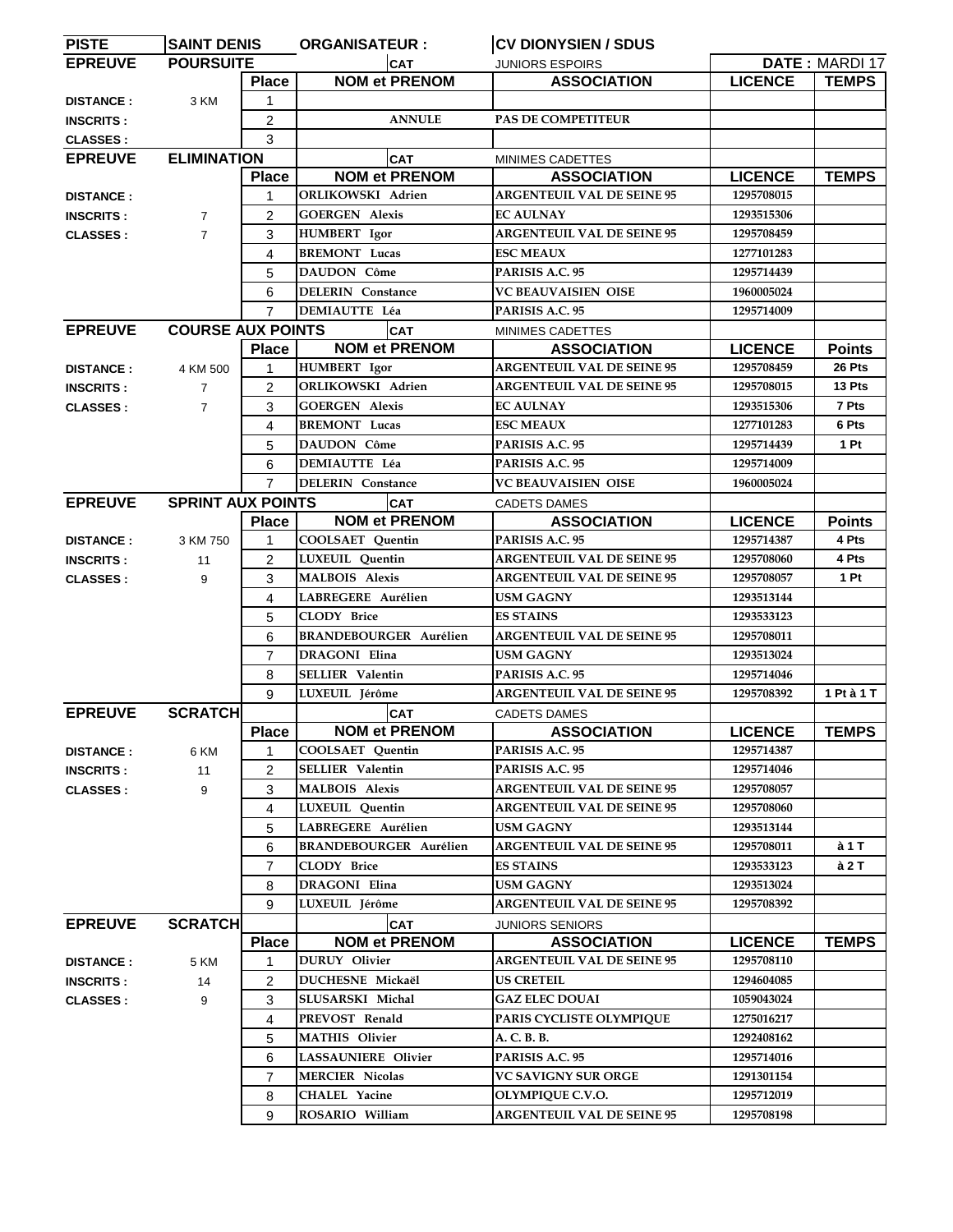| PISTE | SAINT DENIS | ORGANISATEUR : | | CV DIONYSIEN / SDUS | | |
|---|---|---|---|---|---|---|
| EPREUVE | POURSUITE | | CAT | JUNIORS ESPOIRS | DATE : MARDI 17 | |
| | | Place | NOM et PRENOM | ASSOCIATION | LICENCE | TEMPS |
| DISTANCE : | 3 KM | 1 | | | | |
| INSCRITS : | | 2 | ANNULE | PAS DE COMPETITEUR | | |
| CLASSES : | | 3 | | | | |

| EPREUVE | ELIMINATION | | CAT | MINIMES CADETTES | | |
|---|---|---|---|---|---|---|
| | | Place | NOM et PRENOM | ASSOCIATION | LICENCE | TEMPS |
| DISTANCE : | | 1 | ORLIKOWSKI Adrien | ARGENTEUIL VAL DE SEINE 95 | 1295708015 | |
| INSCRITS : | 7 | 2 | GOERGEN Alexis | EC AULNAY | 1293515306 | |
| CLASSES : | 7 | 3 | HUMBERT Igor | ARGENTEUIL VAL DE SEINE 95 | 1295708459 | |
| | | 4 | BREMONT Lucas | ESC MEAUX | 1277101283 | |
| | | 5 | DAUDON Côme | PARISIS A.C. 95 | 1295714439 | |
| | | 6 | DELERIN Constance | VC BEAUVAISIEN OISE | 1960005024 | |
| | | 7 | DEMIAUTTE Léa | PARISIS A.C. 95 | 1295714009 | |

| EPREUVE | COURSE AUX POINTS | | CAT | MINIMES CADETTES | | |
|---|---|---|---|---|---|---|
| | | Place | NOM et PRENOM | ASSOCIATION | LICENCE | Points |
| DISTANCE : | 4 KM 500 | 1 | HUMBERT Igor | ARGENTEUIL VAL DE SEINE 95 | 1295708459 | 26 Pts |
| INSCRITS : | 7 | 2 | ORLIKOWSKI Adrien | ARGENTEUIL VAL DE SEINE 95 | 1295708015 | 13 Pts |
| CLASSES : | 7 | 3 | GOERGEN Alexis | EC AULNAY | 1293515306 | 7 Pts |
| | | 4 | BREMONT Lucas | ESC MEAUX | 1277101283 | 6 Pts |
| | | 5 | DAUDON Côme | PARISIS A.C. 95 | 1295714439 | 1 Pt |
| | | 6 | DEMIAUTTE Léa | PARISIS A.C. 95 | 1295714009 | |
| | | 7 | DELERIN Constance | VC BEAUVAISIEN OISE | 1960005024 | |

| EPREUVE | SPRINT AUX POINTS | | CAT | CADETS DAMES | | |
|---|---|---|---|---|---|---|
| | | Place | NOM et PRENOM | ASSOCIATION | LICENCE | Points |
| DISTANCE : | 3 KM 750 | 1 | COOLSAET Quentin | PARISIS A.C. 95 | 1295714387 | 4 Pts |
| INSCRITS : | 11 | 2 | LUXEUIL Quentin | ARGENTEUIL VAL DE SEINE 95 | 1295708060 | 4 Pts |
| CLASSES : | 9 | 3 | MALBOIS Alexis | ARGENTEUIL VAL DE SEINE 95 | 1295708057 | 1 Pt |
| | | 4 | LABREGERE Aurélien | USM GAGNY | 1293513144 | |
| | | 5 | CLODY Brice | ES STAINS | 1293533123 | |
| | | 6 | BRANDEBOURGER Aurélien | ARGENTEUIL VAL DE SEINE 95 | 1295708011 | |
| | | 7 | DRAGONI Elina | USM GAGNY | 1293513024 | |
| | | 8 | SELLIER Valentin | PARISIS A.C. 95 | 1295714046 | |
| | | 9 | LUXEUIL Jérôme | ARGENTEUIL VAL DE SEINE 95 | 1295708392 | 1 Pt à 1 T |

| EPREUVE | SCRATCH | | CAT | CADETS DAMES | | |
|---|---|---|---|---|---|---|
| | | Place | NOM et PRENOM | ASSOCIATION | LICENCE | TEMPS |
| DISTANCE : | 6 KM | 1 | COOLSAET Quentin | PARISIS A.C. 95 | 1295714387 | |
| INSCRITS : | 11 | 2 | SELLIER Valentin | PARISIS A.C. 95 | 1295714046 | |
| CLASSES : | 9 | 3 | MALBOIS Alexis | ARGENTEUIL VAL DE SEINE 95 | 1295708057 | |
| | | 4 | LUXEUIL Quentin | ARGENTEUIL VAL DE SEINE 95 | 1295708060 | |
| | | 5 | LABREGERE Aurélien | USM GAGNY | 1293513144 | |
| | | 6 | BRANDEBOURGER Aurélien | ARGENTEUIL VAL DE SEINE 95 | 1295708011 | à 1 T |
| | | 7 | CLODY Brice | ES STAINS | 1293533123 | à 2 T |
| | | 8 | DRAGONI Elina | USM GAGNY | 1293513024 | |
| | | 9 | LUXEUIL Jérôme | ARGENTEUIL VAL DE SEINE 95 | 1295708392 | |

| EPREUVE | SCRATCH | | CAT | JUNIORS SENIORS | | |
|---|---|---|---|---|---|---|
| | | Place | NOM et PRENOM | ASSOCIATION | LICENCE | TEMPS |
| DISTANCE : | 5 KM | 1 | DURUY Olivier | ARGENTEUIL VAL DE SEINE 95 | 1295708110 | |
| INSCRITS : | 14 | 2 | DUCHESNE Mickaël | US CRETEIL | 1294604085 | |
| CLASSES : | 9 | 3 | SLUSARSKI Michal | GAZ ELEC DOUAI | 1059043024 | |
| | | 4 | PREVOST Renald | PARIS CYCLISTE OLYMPIQUE | 1275016217 | |
| | | 5 | MATHIS Olivier | A. C. B. B. | 1292408162 | |
| | | 6 | LASSAUNIERE Olivier | PARISIS A.C. 95 | 1295714016 | |
| | | 7 | MERCIER Nicolas | VC SAVIGNY SUR ORGE | 1291301154 | |
| | | 8 | CHALEL Yacine | OLYMPIQUE C.V.O. | 1295712019 | |
| | | 9 | ROSARIO William | ARGENTEUIL VAL DE SEINE 95 | 1295708198 | |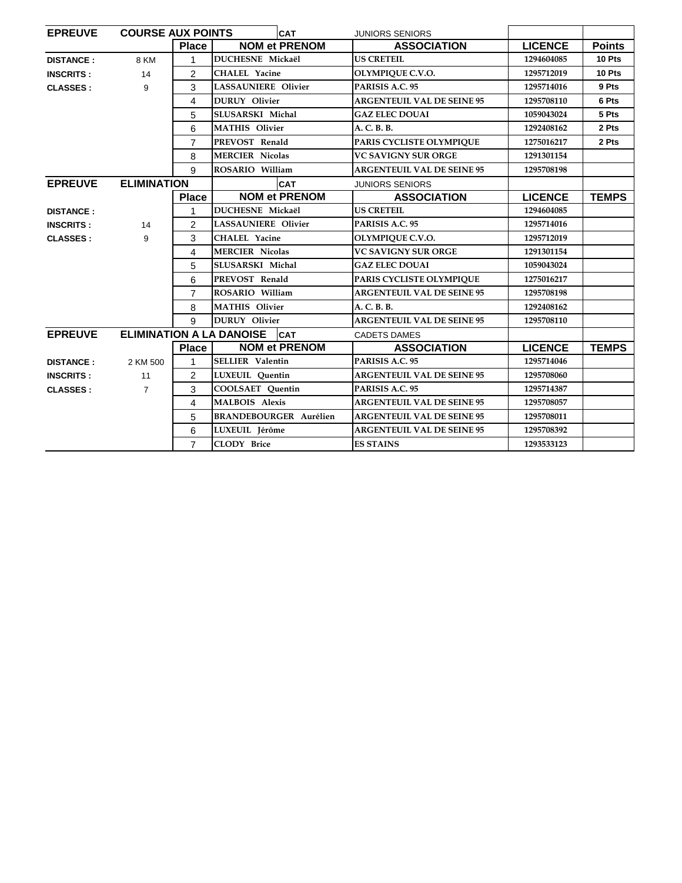| EPREUVE | COURSE AUX POINTS | | CAT | JUNIORS SENIORS | | |
|---|---|---|---|---|---|---|
| | | **Place** | **NOM et PRENOM** | **ASSOCIATION** | **LICENCE** | **Points** |
| **DISTANCE :** | 8 KM | 1 | DUCHESNE Mickaël | US CRETEIL | 1294604085 | 10 Pts |
| **INSCRITS :** | 14 | 2 | CHALEL Yacine | OLYMPIQUE C.V.O. | 1295712019 | 10 Pts |
| **CLASSES :** | 9 | 3 | LASSAUNIERE Olivier | PARISIS A.C. 95 | 1295714016 | 9 Pts |
| | | 4 | DURUY Olivier | ARGENTEUIL VAL DE SEINE 95 | 1295708110 | 6 Pts |
| | | 5 | SLUSARSKI Michal | GAZ ELEC DOUAI | 1059043024 | 5 Pts |
| | | 6 | MATHIS Olivier | A. C. B. B. | 1292408162 | 2 Pts |
| | | 7 | PREVOST Renald | PARIS CYCLISTE OLYMPIQUE | 1275016217 | 2 Pts |
| | | 8 | MERCIER Nicolas | VC SAVIGNY SUR ORGE | 1291301154 | |
| | | 9 | ROSARIO William | ARGENTEUIL VAL DE SEINE 95 | 1295708198 | |

| EPREUVE | ELIMINATION | | CAT | JUNIORS SENIORS | | |
|---|---|---|---|---|---|---|
| | | **Place** | **NOM et PRENOM** | **ASSOCIATION** | **LICENCE** | **TEMPS** |
| **DISTANCE :** | | 1 | DUCHESNE Mickaël | US CRETEIL | 1294604085 | |
| **INSCRITS :** | 14 | 2 | LASSAUNIERE Olivier | PARISIS A.C. 95 | 1295714016 | |
| **CLASSES :** | 9 | 3 | CHALEL Yacine | OLYMPIQUE C.V.O. | 1295712019 | |
| | | 4 | MERCIER Nicolas | VC SAVIGNY SUR ORGE | 1291301154 | |
| | | 5 | SLUSARSKI Michal | GAZ ELEC DOUAI | 1059043024 | |
| | | 6 | PREVOST Renald | PARIS CYCLISTE OLYMPIQUE | 1275016217 | |
| | | 7 | ROSARIO William | ARGENTEUIL VAL DE SEINE 95 | 1295708198 | |
| | | 8 | MATHIS Olivier | A. C. B. B. | 1292408162 | |
| | | 9 | DURUY Olivier | ARGENTEUIL VAL DE SEINE 95 | 1295708110 | |

| EPREUVE | ELIMINATION A LA DANOISE | | CAT | CADETS DAMES | | |
|---|---|---|---|---|---|---|
| | | **Place** | **NOM et PRENOM** | **ASSOCIATION** | **LICENCE** | **TEMPS** |
| **DISTANCE :** | 2 KM 500 | 1 | SELLIER Valentin | PARISIS A.C. 95 | 1295714046 | |
| **INSCRITS :** | 11 | 2 | LUXEUIL Quentin | ARGENTEUIL VAL DE SEINE 95 | 1295708060 | |
| **CLASSES :** | 7 | 3 | COOLSAET Quentin | PARISIS A.C. 95 | 1295714387 | |
| | | 4 | MALBOIS Alexis | ARGENTEUIL VAL DE SEINE 95 | 1295708057 | |
| | | 5 | BRANDEBOURGER Aurélien | ARGENTEUIL VAL DE SEINE 95 | 1295708011 | |
| | | 6 | LUXEUIL Jérôme | ARGENTEUIL VAL DE SEINE 95 | 1295708392 | |
| | | 7 | CLODY Brice | ES STAINS | 1293533123 | |